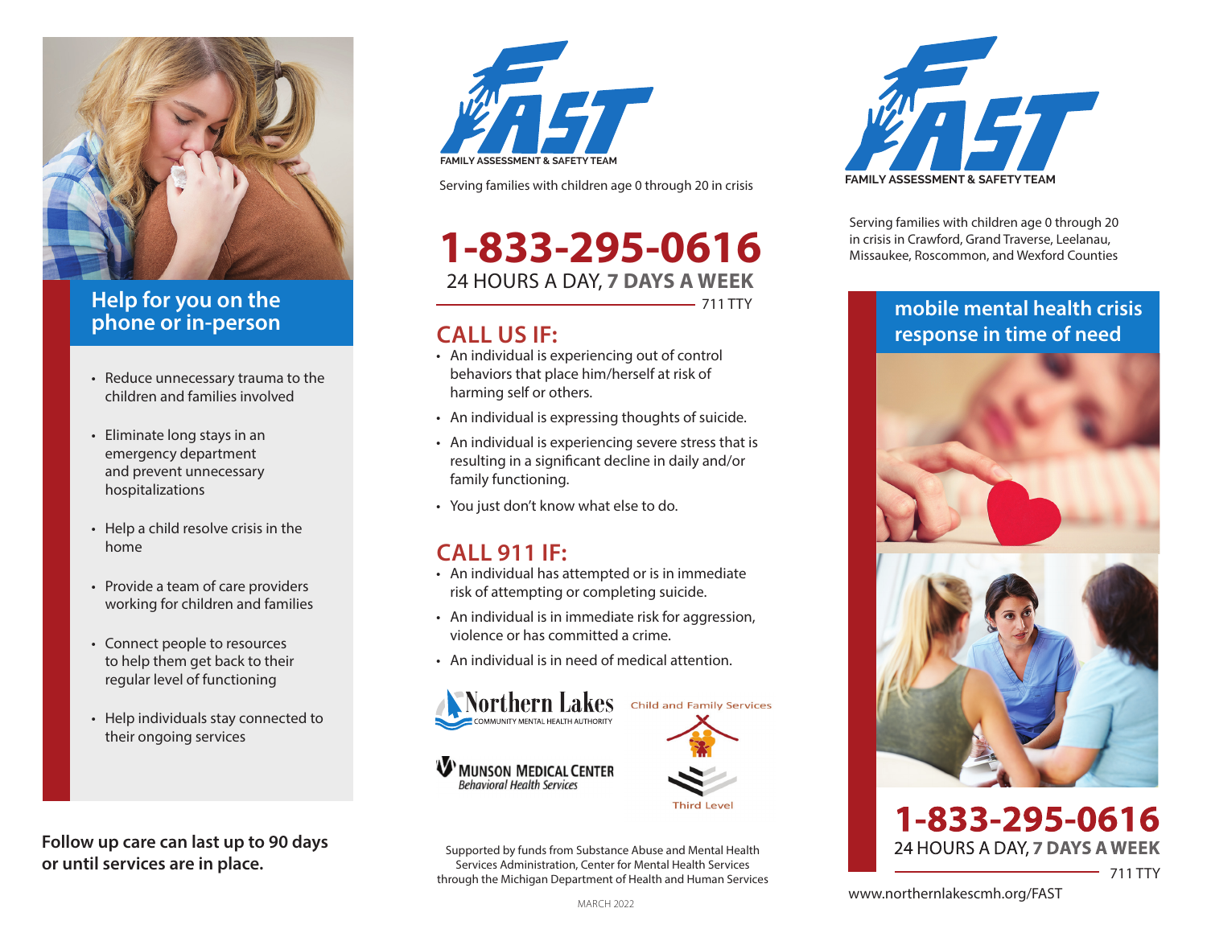## Help for you on the phone or in-person

- Reduce unnecessary trauma to the children and families involved
- Eliminate long stays in an emergency department and prevent unnecessary hospitalizations
- Help a child resolve crisis in the home
- Provide a team of care providers working for children and families
- Connect people to resources to help them get back to their regular level of functioning
- Help individuals stay connected to their ongoing services

**Follow up care can last up to 90 days or until services are in place.**

# FAST

FAMILY ASSESSMENT & SAFETY TEAM

Serving families with children age 0 through 20 in crisis

# 1-833-295-0616

24 HOURS A DAY, **7 DAYS A WEEK**

711 TTY

## CALL US IF:

- An individual is experiencing out of control behaviors that place him/herself at risk of harming self or others.
- An individual is expressing thoughts of suicide.
- An individual is experiencing severe stress that is resulting in a significant decline in daily and/or family functioning.
- You just don't know what else to do.

## CALL 911 IF:

- An individual has attempted or is in immediate risk of attempting or completing suicide.
- An individual is in immediate risk for aggression, violence or has committed a crime.
- An individual is in need of medical attention.

Northern Lakes COMMUNITY MENTAL HEALTH AUTHORITY

Child and Family Services

MUNSON MEDICAL CENTER *Behavioral Health Services*

Third Level

Supported by funds from Substance Abuse and Mental Health Services Administration, Center for Mental Health Services through the Michigan Department of Health and Human Services

MARCH 2022

# FAST

FAMILY ASSESSMENT & SAFETY TEAM

Serving families with children age 0 through 20 in crisis in Crawford, Grand Traverse, Leelanau, Missaukee, Roscommon, and Wexford Counties

## mobile mental health crisis response in time of need

# 1-833-295-0616

24 HOURS A DAY, **7 DAYS A WEEK**

711 TTY

www.northernlakescmh.org/FAST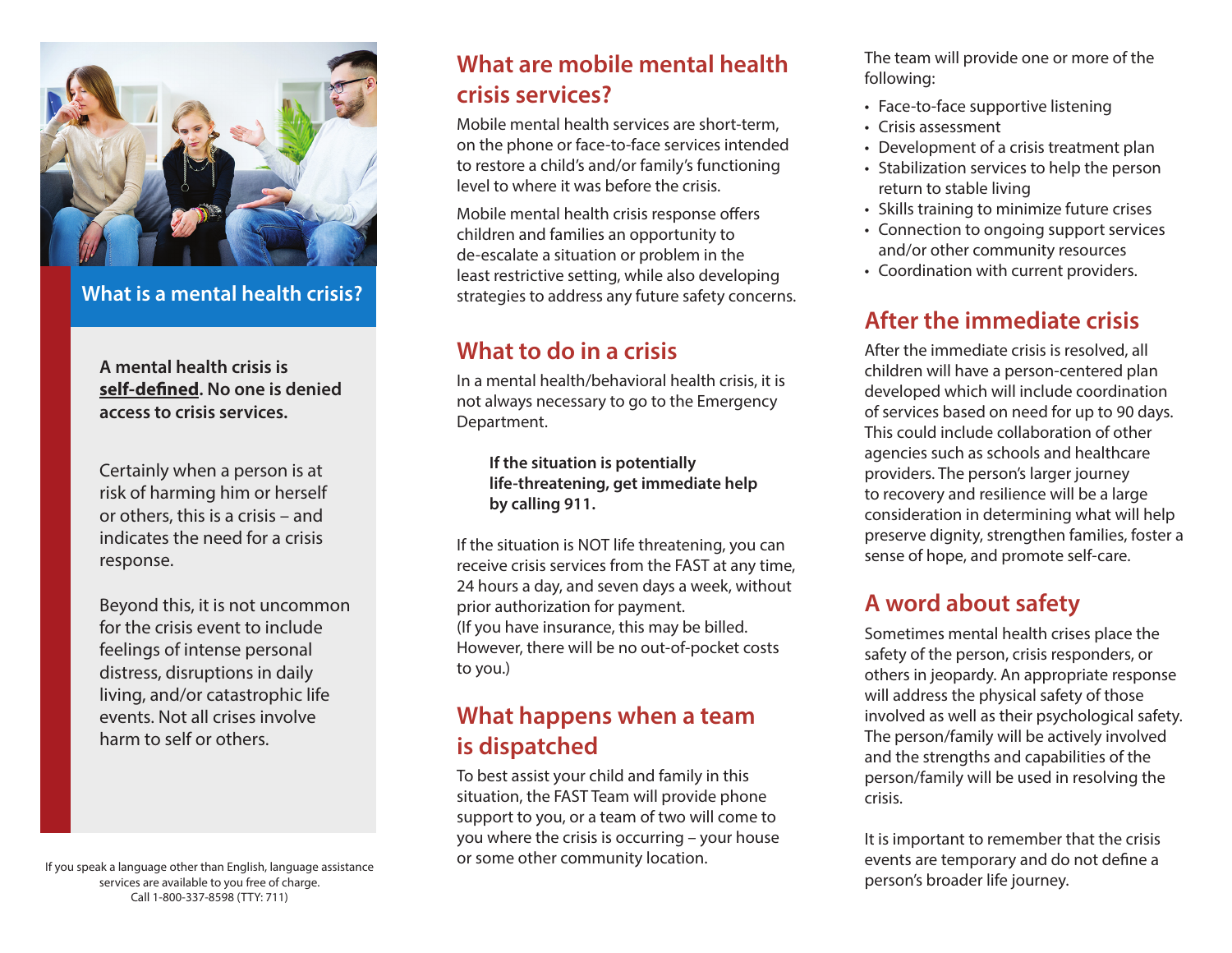## What is a mental health crisis?

**A mental health crisis is <u>self-defined</u>. No one is denied access to crisis services.**

Certainly when a person is at risk of harming him or herself or others, this is a crisis – and indicates the need for a crisis response.

Beyond this, it is not uncommon for the crisis event to include feelings of intense personal distress, disruptions in daily living, and/or catastrophic life events. Not all crises involve harm to self or others.

If you speak a language other than English, language assistance services are available to you free of charge. Call 1-800-337-8598 (TTY: 711)

## What are mobile mental health crisis services?

Mobile mental health services are short-term, on the phone or face-to-face services intended to restore a child's and/or family's functioning level to where it was before the crisis.

Mobile mental health crisis response offers children and families an opportunity to de-escalate a situation or problem in the least restrictive setting, while also developing strategies to address any future safety concerns.

## What to do in a crisis

In a mental health/behavioral health crisis, it is not always necessary to go to the Emergency Department.

**If the situation is potentially life-threatening, get immediate help by calling 911.**

If the situation is NOT life threatening, you can receive crisis services from the FAST at any time, 24 hours a day, and seven days a week, without prior authorization for payment.
(If you have insurance, this may be billed. However, there will be no out-of-pocket costs to you.)

## What happens when a team is dispatched

To best assist your child and family in this situation, the FAST Team will provide phone support to you, or a team of two will come to you where the crisis is occurring – your house or some other community location.

The team will provide one or more of the following:

- Face-to-face supportive listening
- Crisis assessment
- Development of a crisis treatment plan
- Stabilization services to help the person return to stable living
- Skills training to minimize future crises
- Connection to ongoing support services and/or other community resources
- Coordination with current providers.

## After the immediate crisis

After the immediate crisis is resolved, all children will have a person-centered plan developed which will include coordination of services based on need for up to 90 days. This could include collaboration of other agencies such as schools and healthcare providers. The person's larger journey to recovery and resilience will be a large consideration in determining what will help preserve dignity, strengthen families, foster a sense of hope, and promote self-care.

## A word about safety

Sometimes mental health crises place the safety of the person, crisis responders, or others in jeopardy. An appropriate response will address the physical safety of those involved as well as their psychological safety. The person/family will be actively involved and the strengths and capabilities of the person/family will be used in resolving the crisis.

It is important to remember that the crisis events are temporary and do not define a person's broader life journey.